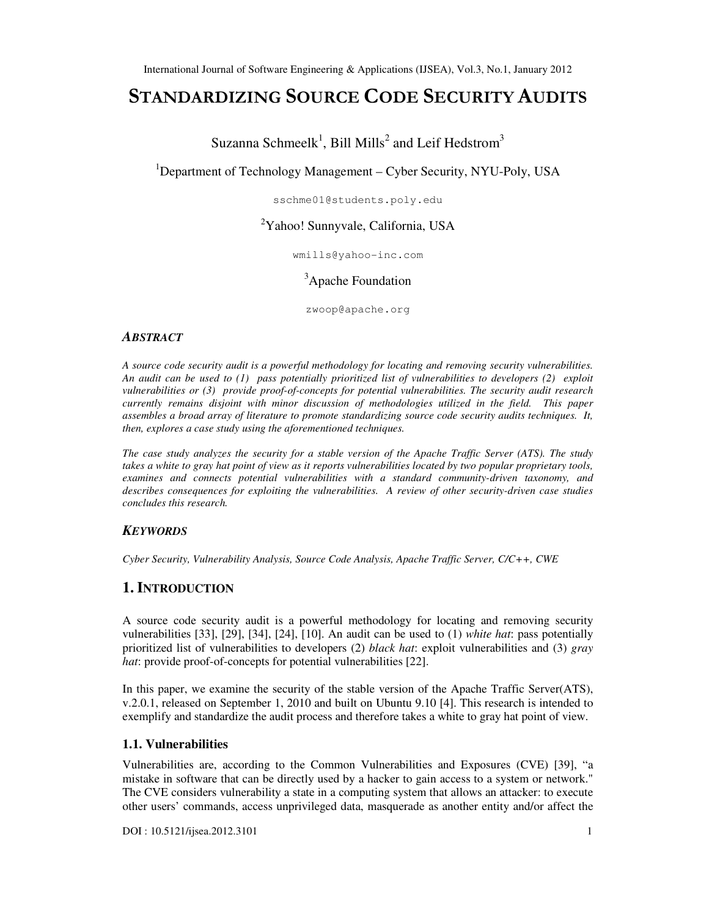# STANDARDIZING SOURCE CODE SECURITY AUDITS

Suzanna Schmeelk[1], Bill Mills[2] and Leif Hedstrom[3]

[1]Department of Technology Management – Cyber Security, NYU-Poly, USA

sschme01@students.poly.edu

[2]Yahoo! Sunnyvale, California, USA

wmills@yahoo-inc.com

[3]Apache Foundation

zwoop@apache.org

### *ABSTRACT*

*A source code security audit is a powerful methodology for locating and removing security vulnerabilities. An audit can be used to (1) pass potentially prioritized list of vulnerabilities to developers (2) exploit vulnerabilities or (3) provide proof-of-concepts for potential vulnerabilities. The security audit research currently remains disjoint with minor discussion of methodologies utilized in the field. This paper assembles a broad array of literature to promote standardizing source code security audits techniques. It, then, explores a case study using the aforementioned techniques.*

*The case study analyzes the security for a stable version of the Apache Traffic Server (ATS). The study takes a white to gray hat point of view as it reports vulnerabilities located by two popular proprietary tools, examines and connects potential vulnerabilities with a standard community-driven taxonomy, and describes consequences for exploiting the vulnerabilities. A review of other security-driven case studies concludes this research.*

### *KEYWORDS*

*Cyber Security, Vulnerability Analysis, Source Code Analysis, Apache Traffic Server, C/C++, CWE*

## 1. INTRODUCTION

A source code security audit is a powerful methodology for locating and removing security vulnerabilities [33], [29], [34], [24], [10]. An audit can be used to (1) *white hat*: pass potentially prioritized list of vulnerabilities to developers (2) *black hat*: exploit vulnerabilities and (3) *gray hat*: provide proof-of-concepts for potential vulnerabilities [22].

In this paper, we examine the security of the stable version of the Apache Traffic Server(ATS), v.2.0.1, released on September 1, 2010 and built on Ubuntu 9.10 [4]. This research is intended to exemplify and standardize the audit process and therefore takes a white to gray hat point of view.

### 1.1. Vulnerabilities

Vulnerabilities are, according to the Common Vulnerabilities and Exposures (CVE) [39], "a mistake in software that can be directly used by a hacker to gain access to a system or network." The CVE considers vulnerability a state in a computing system that allows an attacker: to execute other users' commands, access unprivileged data, masquerade as another entity and/or affect the

DOI : 10.5121/ijsea.2012.3101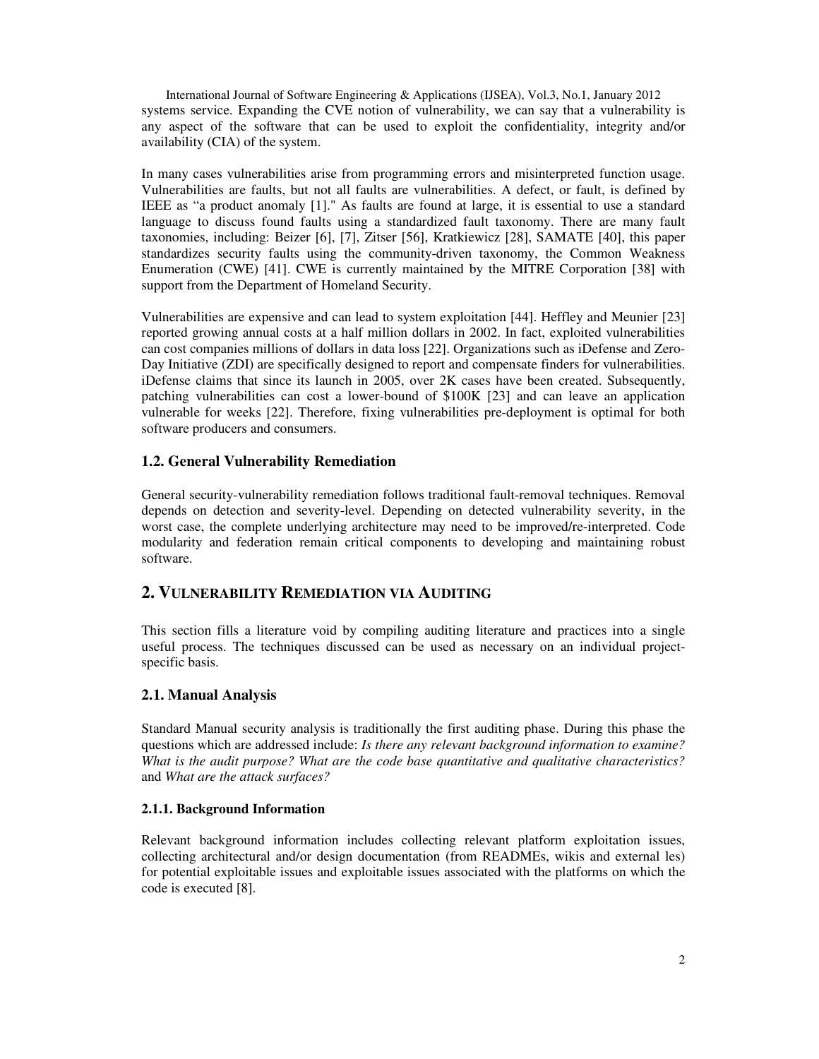systems service. Expanding the CVE notion of vulnerability, we can say that a vulnerability is any aspect of the software that can be used to exploit the confidentiality, integrity and/or availability (CIA) of the system.

In many cases vulnerabilities arise from programming errors and misinterpreted function usage. Vulnerabilities are faults, but not all faults are vulnerabilities. A defect, or fault, is defined by IEEE as "a product anomaly [1]." As faults are found at large, it is essential to use a standard language to discuss found faults using a standardized fault taxonomy. There are many fault taxonomies, including: Beizer [6], [7], Zitser [56], Kratkiewicz [28], SAMATE [40], this paper standardizes security faults using the community-driven taxonomy, the Common Weakness Enumeration (CWE) [41]. CWE is currently maintained by the MITRE Corporation [38] with support from the Department of Homeland Security.

Vulnerabilities are expensive and can lead to system exploitation [44]. Heffley and Meunier [23] reported growing annual costs at a half million dollars in 2002. In fact, exploited vulnerabilities can cost companies millions of dollars in data loss [22]. Organizations such as iDefense and Zero-Day Initiative (ZDI) are specifically designed to report and compensate finders for vulnerabilities. iDefense claims that since its launch in 2005, over 2K cases have been created. Subsequently, patching vulnerabilities can cost a lower-bound of $100K [23] and can leave an application vulnerable for weeks [22]. Therefore, fixing vulnerabilities pre-deployment is optimal for both software producers and consumers.

### 1.2. General Vulnerability Remediation

General security-vulnerability remediation follows traditional fault-removal techniques. Removal depends on detection and severity-level. Depending on detected vulnerability severity, in the worst case, the complete underlying architecture may need to be improved/re-interpreted. Code modularity and federation remain critical components to developing and maintaining robust software.

## 2. Vulnerability Remediation via Auditing

This section fills a literature void by compiling auditing literature and practices into a single useful process. The techniques discussed can be used as necessary on an individual project-specific basis.

### 2.1. Manual Analysis

Standard Manual security analysis is traditionally the first auditing phase. During this phase the questions which are addressed include: *Is there any relevant background information to examine? What is the audit purpose? What are the code base quantitative and qualitative characteristics?* and *What are the attack surfaces?*

#### 2.1.1. Background Information

Relevant background information includes collecting relevant platform exploitation issues, collecting architectural and/or design documentation (from READMEs, wikis and external les) for potential exploitable issues and exploitable issues associated with the platforms on which the code is executed [8].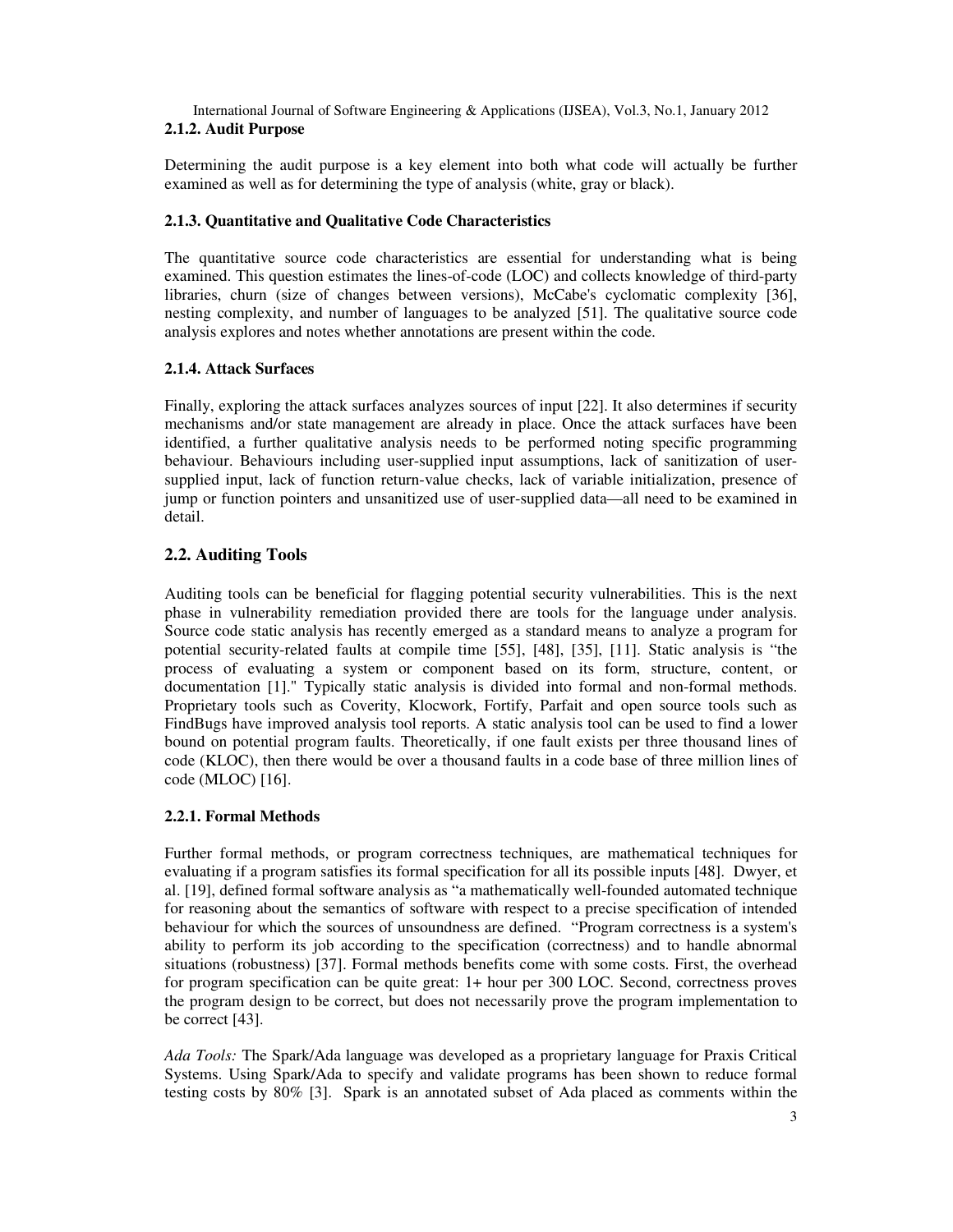#### 2.1.2. Audit Purpose

Determining the audit purpose is a key element into both what code will actually be further examined as well as for determining the type of analysis (white, gray or black).

#### 2.1.3. Quantitative and Qualitative Code Characteristics

The quantitative source code characteristics are essential for understanding what is being examined. This question estimates the lines-of-code (LOC) and collects knowledge of third-party libraries, churn (size of changes between versions), McCabe's cyclomatic complexity [36], nesting complexity, and number of languages to be analyzed [51]. The qualitative source code analysis explores and notes whether annotations are present within the code.

#### 2.1.4. Attack Surfaces

Finally, exploring the attack surfaces analyzes sources of input [22]. It also determines if security mechanisms and/or state management are already in place. Once the attack surfaces have been identified, a further qualitative analysis needs to be performed noting specific programming behaviour. Behaviours including user-supplied input assumptions, lack of sanitization of user-supplied input, lack of function return-value checks, lack of variable initialization, presence of jump or function pointers and unsanitized use of user-supplied data—all need to be examined in detail.

### 2.2. Auditing Tools

Auditing tools can be beneficial for flagging potential security vulnerabilities. This is the next phase in vulnerability remediation provided there are tools for the language under analysis. Source code static analysis has recently emerged as a standard means to analyze a program for potential security-related faults at compile time [55], [48], [35], [11]. Static analysis is "the process of evaluating a system or component based on its form, structure, content, or documentation [1]." Typically static analysis is divided into formal and non-formal methods. Proprietary tools such as Coverity, Klocwork, Fortify, Parfait and open source tools such as FindBugs have improved analysis tool reports. A static analysis tool can be used to find a lower bound on potential program faults. Theoretically, if one fault exists per three thousand lines of code (KLOC), then there would be over a thousand faults in a code base of three million lines of code (MLOC) [16].

#### 2.2.1. Formal Methods

Further formal methods, or program correctness techniques, are mathematical techniques for evaluating if a program satisfies its formal specification for all its possible inputs [48]. Dwyer, et al. [19], defined formal software analysis as "a mathematically well-founded automated technique for reasoning about the semantics of software with respect to a precise specification of intended behaviour for which the sources of unsoundness are defined. "Program correctness is a system's ability to perform its job according to the specification (correctness) and to handle abnormal situations (robustness) [37]. Formal methods benefits come with some costs. First, the overhead for program specification can be quite great: 1+ hour per 300 LOC. Second, correctness proves the program design to be correct, but does not necessarily prove the program implementation to be correct [43].

*Ada Tools:* The Spark/Ada language was developed as a proprietary language for Praxis Critical Systems. Using Spark/Ada to specify and validate programs has been shown to reduce formal testing costs by 80% [3]. Spark is an annotated subset of Ada placed as comments within the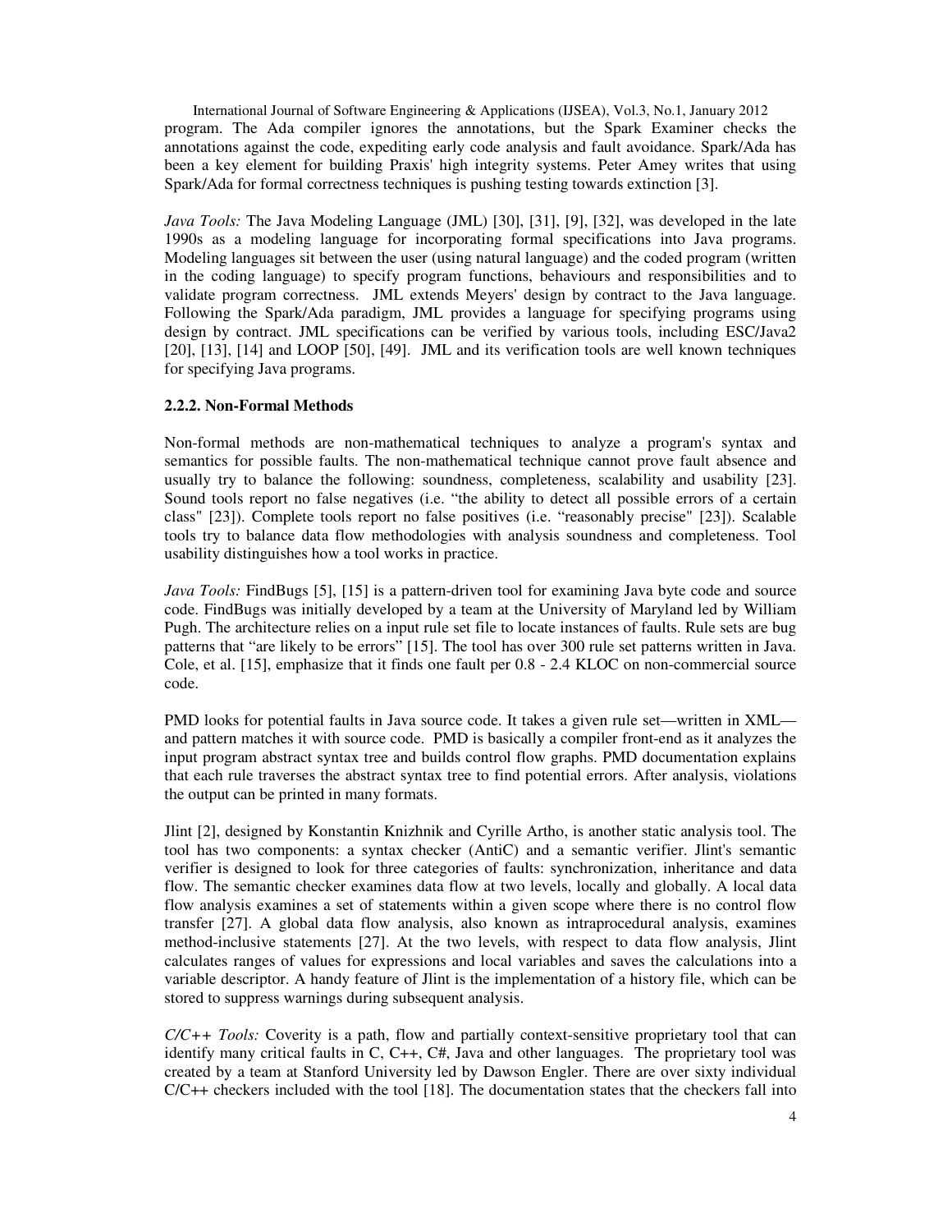program. The Ada compiler ignores the annotations, but the Spark Examiner checks the annotations against the code, expediting early code analysis and fault avoidance. Spark/Ada has been a key element for building Praxis' high integrity systems. Peter Amey writes that using Spark/Ada for formal correctness techniques is pushing testing towards extinction [3].

*Java Tools:* The Java Modeling Language (JML) [30], [31], [9], [32], was developed in the late 1990s as a modeling language for incorporating formal specifications into Java programs. Modeling languages sit between the user (using natural language) and the coded program (written in the coding language) to specify program functions, behaviours and responsibilities and to validate program correctness. JML extends Meyers' design by contract to the Java language. Following the Spark/Ada paradigm, JML provides a language for specifying programs using design by contract. JML specifications can be verified by various tools, including ESC/Java2 [20], [13], [14] and LOOP [50], [49]. JML and its verification tools are well known techniques for specifying Java programs.

### 2.2.2. Non-Formal Methods

Non-formal methods are non-mathematical techniques to analyze a program's syntax and semantics for possible faults. The non-mathematical technique cannot prove fault absence and usually try to balance the following: soundness, completeness, scalability and usability [23]. Sound tools report no false negatives (i.e. "the ability to detect all possible errors of a certain class" [23]). Complete tools report no false positives (i.e. "reasonably precise" [23]). Scalable tools try to balance data flow methodologies with analysis soundness and completeness. Tool usability distinguishes how a tool works in practice.

*Java Tools:* FindBugs [5], [15] is a pattern-driven tool for examining Java byte code and source code. FindBugs was initially developed by a team at the University of Maryland led by William Pugh. The architecture relies on a input rule set file to locate instances of faults. Rule sets are bug patterns that "are likely to be errors" [15]. The tool has over 300 rule set patterns written in Java. Cole, et al. [15], emphasize that it finds one fault per 0.8 - 2.4 KLOC on non-commercial source code.

PMD looks for potential faults in Java source code. It takes a given rule set—written in XML—and pattern matches it with source code. PMD is basically a compiler front-end as it analyzes the input program abstract syntax tree and builds control flow graphs. PMD documentation explains that each rule traverses the abstract syntax tree to find potential errors. After analysis, violations the output can be printed in many formats.

Jlint [2], designed by Konstantin Knizhnik and Cyrille Artho, is another static analysis tool. The tool has two components: a syntax checker (AntiC) and a semantic verifier. Jlint's semantic verifier is designed to look for three categories of faults: synchronization, inheritance and data flow. The semantic checker examines data flow at two levels, locally and globally. A local data flow analysis examines a set of statements within a given scope where there is no control flow transfer [27]. A global data flow analysis, also known as intraprocedural analysis, examines method-inclusive statements [27]. At the two levels, with respect to data flow analysis, Jlint calculates ranges of values for expressions and local variables and saves the calculations into a variable descriptor. A handy feature of Jlint is the implementation of a history file, which can be stored to suppress warnings during subsequent analysis.

*C/C++ Tools:* Coverity is a path, flow and partially context-sensitive proprietary tool that can identify many critical faults in C, C++, C#, Java and other languages. The proprietary tool was created by a team at Stanford University led by Dawson Engler. There are over sixty individual C/C++ checkers included with the tool [18]. The documentation states that the checkers fall into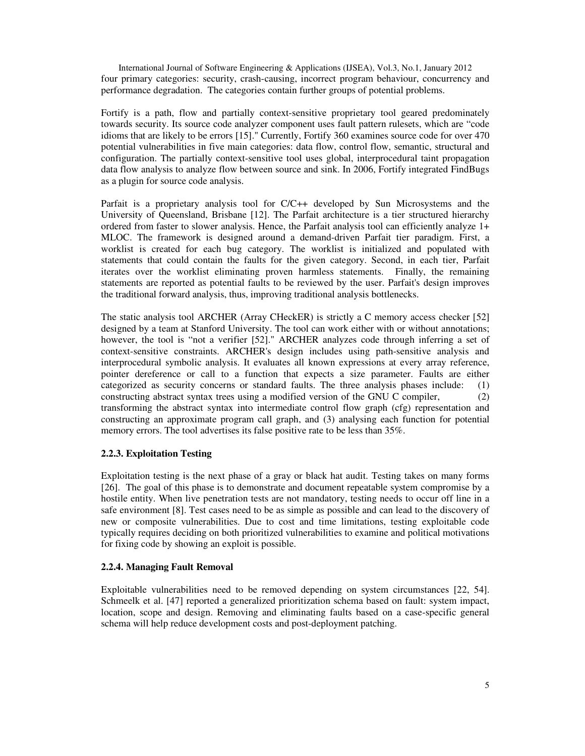four primary categories: security, crash-causing, incorrect program behaviour, concurrency and performance degradation. The categories contain further groups of potential problems.

Fortify is a path, flow and partially context-sensitive proprietary tool geared predominately towards security. Its source code analyzer component uses fault pattern rulesets, which are "code idioms that are likely to be errors [15]." Currently, Fortify 360 examines source code for over 470 potential vulnerabilities in five main categories: data flow, control flow, semantic, structural and configuration. The partially context-sensitive tool uses global, interprocedural taint propagation data flow analysis to analyze flow between source and sink. In 2006, Fortify integrated FindBugs as a plugin for source code analysis.

Parfait is a proprietary analysis tool for C/C++ developed by Sun Microsystems and the University of Queensland, Brisbane [12]. The Parfait architecture is a tier structured hierarchy ordered from faster to slower analysis. Hence, the Parfait analysis tool can efficiently analyze 1+ MLOC. The framework is designed around a demand-driven Parfait tier paradigm. First, a worklist is created for each bug category. The worklist is initialized and populated with statements that could contain the faults for the given category. Second, in each tier, Parfait iterates over the worklist eliminating proven harmless statements. Finally, the remaining statements are reported as potential faults to be reviewed by the user. Parfait's design improves the traditional forward analysis, thus, improving traditional analysis bottlenecks.

The static analysis tool ARCHER (Array CHeckER) is strictly a C memory access checker [52] designed by a team at Stanford University. The tool can work either with or without annotations; however, the tool is "not a verifier [52]." ARCHER analyzes code through inferring a set of context-sensitive constraints. ARCHER's design includes using path-sensitive analysis and interprocedural symbolic analysis. It evaluates all known expressions at every array reference, pointer dereference or call to a function that expects a size parameter. Faults are either categorized as security concerns or standard faults. The three analysis phases include: (1) constructing abstract syntax trees using a modified version of the GNU C compiler, (2) transforming the abstract syntax into intermediate control flow graph (cfg) representation and constructing an approximate program call graph, and (3) analysing each function for potential memory errors. The tool advertises its false positive rate to be less than 35%.

### 2.2.3. Exploitation Testing

Exploitation testing is the next phase of a gray or black hat audit. Testing takes on many forms [26]. The goal of this phase is to demonstrate and document repeatable system compromise by a hostile entity. When live penetration tests are not mandatory, testing needs to occur off line in a safe environment [8]. Test cases need to be as simple as possible and can lead to the discovery of new or composite vulnerabilities. Due to cost and time limitations, testing exploitable code typically requires deciding on both prioritized vulnerabilities to examine and political motivations for fixing code by showing an exploit is possible.

### 2.2.4. Managing Fault Removal

Exploitable vulnerabilities need to be removed depending on system circumstances [22, 54]. Schmeelk et al. [47] reported a generalized prioritization schema based on fault: system impact, location, scope and design. Removing and eliminating faults based on a case-specific general schema will help reduce development costs and post-deployment patching.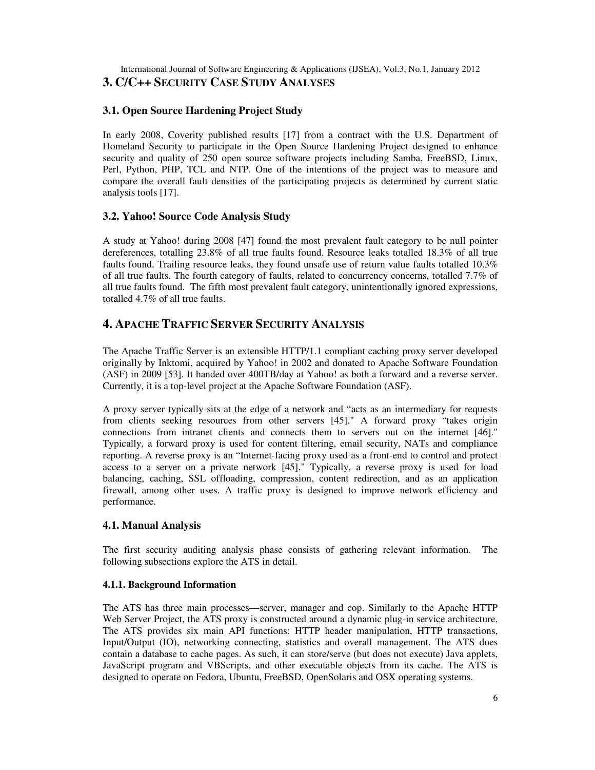## 3. C/C++ SECURITY CASE STUDY ANALYSES

### 3.1. Open Source Hardening Project Study

In early 2008, Coverity published results [17] from a contract with the U.S. Department of Homeland Security to participate in the Open Source Hardening Project designed to enhance security and quality of 250 open source software projects including Samba, FreeBSD, Linux, Perl, Python, PHP, TCL and NTP. One of the intentions of the project was to measure and compare the overall fault densities of the participating projects as determined by current static analysis tools [17].

### 3.2. Yahoo! Source Code Analysis Study

A study at Yahoo! during 2008 [47] found the most prevalent fault category to be null pointer dereferences, totalling 23.8% of all true faults found. Resource leaks totalled 18.3% of all true faults found. Trailing resource leaks, they found unsafe use of return value faults totalled 10.3% of all true faults. The fourth category of faults, related to concurrency concerns, totalled 7.7% of all true faults found. The fifth most prevalent fault category, unintentionally ignored expressions, totalled 4.7% of all true faults.

## 4. APACHE TRAFFIC SERVER SECURITY ANALYSIS

The Apache Traffic Server is an extensible HTTP/1.1 compliant caching proxy server developed originally by Inktomi, acquired by Yahoo! in 2002 and donated to Apache Software Foundation (ASF) in 2009 [53]. It handed over 400TB/day at Yahoo! as both a forward and a reverse server. Currently, it is a top-level project at the Apache Software Foundation (ASF).

A proxy server typically sits at the edge of a network and "acts as an intermediary for requests from clients seeking resources from other servers [45]." A forward proxy "takes origin connections from intranet clients and connects them to servers out on the internet [46]." Typically, a forward proxy is used for content filtering, email security, NATs and compliance reporting. A reverse proxy is an "Internet-facing proxy used as a front-end to control and protect access to a server on a private network [45]." Typically, a reverse proxy is used for load balancing, caching, SSL offloading, compression, content redirection, and as an application firewall, among other uses. A traffic proxy is designed to improve network efficiency and performance.

### 4.1. Manual Analysis

The first security auditing analysis phase consists of gathering relevant information. The following subsections explore the ATS in detail.

#### 4.1.1. Background Information

The ATS has three main processes—server, manager and cop. Similarly to the Apache HTTP Web Server Project, the ATS proxy is constructed around a dynamic plug-in service architecture. The ATS provides six main API functions: HTTP header manipulation, HTTP transactions, Input/Output (IO), networking connecting, statistics and overall management. The ATS does contain a database to cache pages. As such, it can store/serve (but does not execute) Java applets, JavaScript program and VBScripts, and other executable objects from its cache. The ATS is designed to operate on Fedora, Ubuntu, FreeBSD, OpenSolaris and OSX operating systems.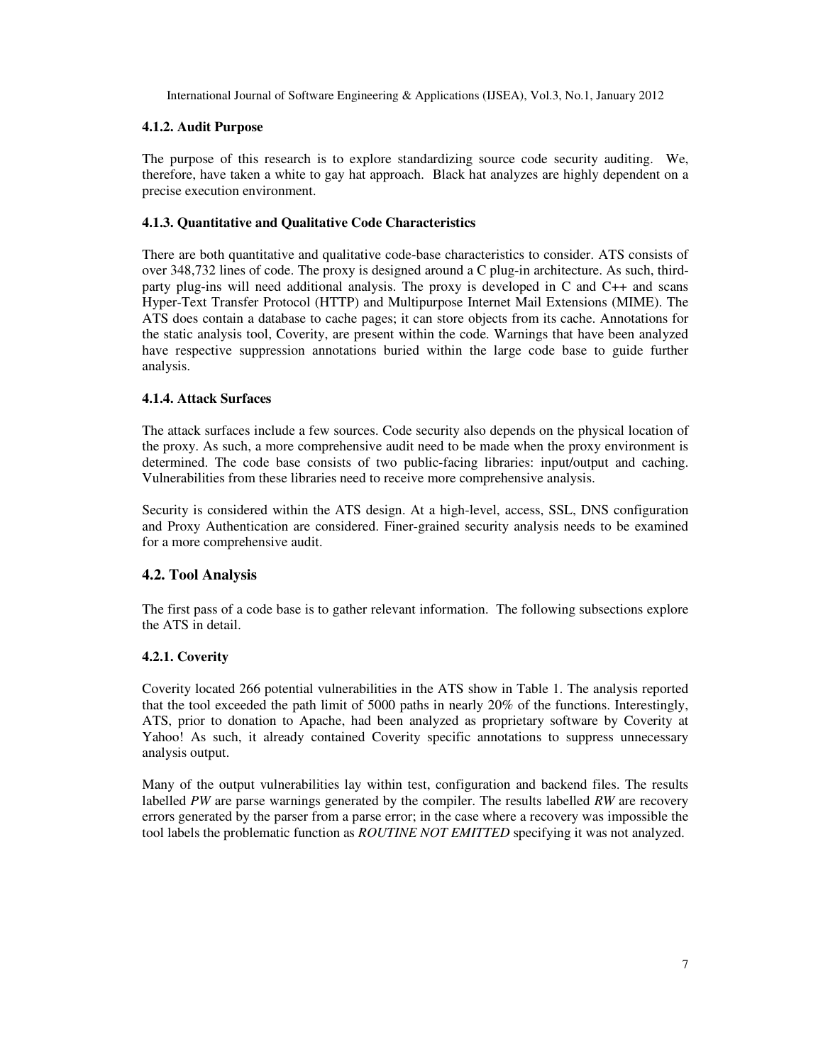### 4.1.2. Audit Purpose

The purpose of this research is to explore standardizing source code security auditing. We, therefore, have taken a white to gay hat approach. Black hat analyzes are highly dependent on a precise execution environment.

### 4.1.3. Quantitative and Qualitative Code Characteristics

There are both quantitative and qualitative code-base characteristics to consider. ATS consists of over 348,732 lines of code. The proxy is designed around a C plug-in architecture. As such, third-party plug-ins will need additional analysis. The proxy is developed in C and C++ and scans Hyper-Text Transfer Protocol (HTTP) and Multipurpose Internet Mail Extensions (MIME). The ATS does contain a database to cache pages; it can store objects from its cache. Annotations for the static analysis tool, Coverity, are present within the code. Warnings that have been analyzed have respective suppression annotations buried within the large code base to guide further analysis.

### 4.1.4. Attack Surfaces

The attack surfaces include a few sources. Code security also depends on the physical location of the proxy. As such, a more comprehensive audit need to be made when the proxy environment is determined. The code base consists of two public-facing libraries: input/output and caching. Vulnerabilities from these libraries need to receive more comprehensive analysis.

Security is considered within the ATS design. At a high-level, access, SSL, DNS configuration and Proxy Authentication are considered. Finer-grained security analysis needs to be examined for a more comprehensive audit.

## 4.2. Tool Analysis

The first pass of a code base is to gather relevant information. The following subsections explore the ATS in detail.

### 4.2.1. Coverity

Coverity located 266 potential vulnerabilities in the ATS show in Table 1. The analysis reported that the tool exceeded the path limit of 5000 paths in nearly 20% of the functions. Interestingly, ATS, prior to donation to Apache, had been analyzed as proprietary software by Coverity at Yahoo! As such, it already contained Coverity specific annotations to suppress unnecessary analysis output.

Many of the output vulnerabilities lay within test, configuration and backend files. The results labelled *PW* are parse warnings generated by the compiler. The results labelled *RW* are recovery errors generated by the parser from a parse error; in the case where a recovery was impossible the tool labels the problematic function as *ROUTINE NOT EMITTED* specifying it was not analyzed.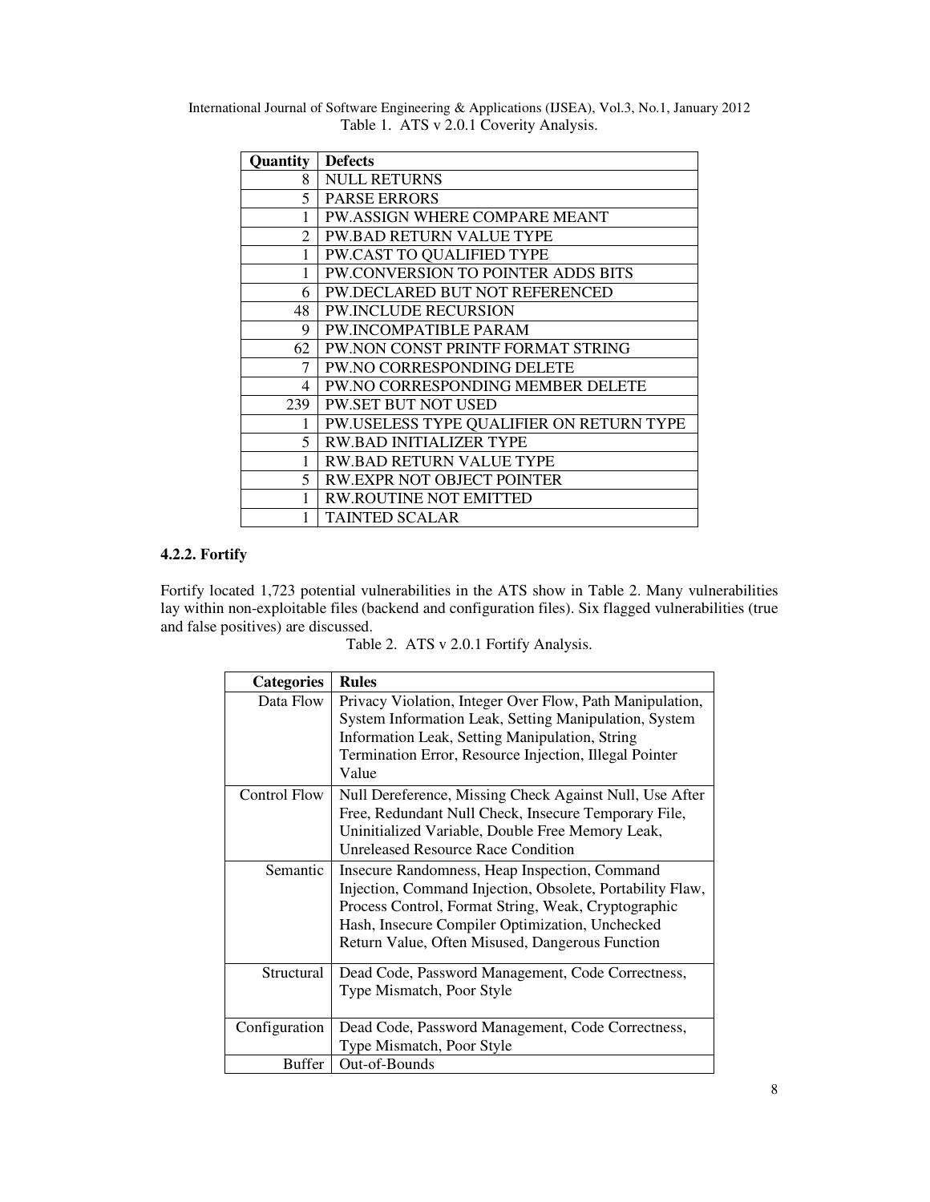Table 1. ATS v 2.0.1 Coverity Analysis.

| Quantity | Defects |
|---|---|
| 8 | NULL RETURNS |
| 5 | PARSE ERRORS |
| 1 | PW.ASSIGN WHERE COMPARE MEANT |
| 2 | PW.BAD RETURN VALUE TYPE |
| 1 | PW.CAST TO QUALIFIED TYPE |
| 1 | PW.CONVERSION TO POINTER ADDS BITS |
| 6 | PW.DECLARED BUT NOT REFERENCED |
| 48 | PW.INCLUDE RECURSION |
| 9 | PW.INCOMPATIBLE PARAM |
| 62 | PW.NON CONST PRINTF FORMAT STRING |
| 7 | PW.NO CORRESPONDING DELETE |
| 4 | PW.NO CORRESPONDING MEMBER DELETE |
| 239 | PW.SET BUT NOT USED |
| 1 | PW.USELESS TYPE QUALIFIER ON RETURN TYPE |
| 5 | RW.BAD INITIALIZER TYPE |
| 1 | RW.BAD RETURN VALUE TYPE |
| 5 | RW.EXPR NOT OBJECT POINTER |
| 1 | RW.ROUTINE NOT EMITTED |
| 1 | TAINTED SCALAR |

### 4.2.2. Fortify

Fortify located 1,723 potential vulnerabilities in the ATS show in Table 2. Many vulnerabilities lay within non-exploitable files (backend and configuration files). Six flagged vulnerabilities (true and false positives) are discussed.

Table 2. ATS v 2.0.1 Fortify Analysis.

| Categories | Rules |
|---|---|
| Data Flow | Privacy Violation, Integer Over Flow, Path Manipulation, System Information Leak, Setting Manipulation, System Information Leak, Setting Manipulation, String Termination Error, Resource Injection, Illegal Pointer Value |
| Control Flow | Null Dereference, Missing Check Against Null, Use After Free, Redundant Null Check, Insecure Temporary File, Uninitialized Variable, Double Free Memory Leak, Unreleased Resource Race Condition |
| Semantic | Insecure Randomness, Heap Inspection, Command Injection, Command Injection, Obsolete, Portability Flaw, Process Control, Format String, Weak, Cryptographic Hash, Insecure Compiler Optimization, Unchecked Return Value, Often Misused, Dangerous Function |
| Structural | Dead Code, Password Management, Code Correctness, Type Mismatch, Poor Style |
| Configuration | Dead Code, Password Management, Code Correctness, Type Mismatch, Poor Style |
| Buffer | Out-of-Bounds |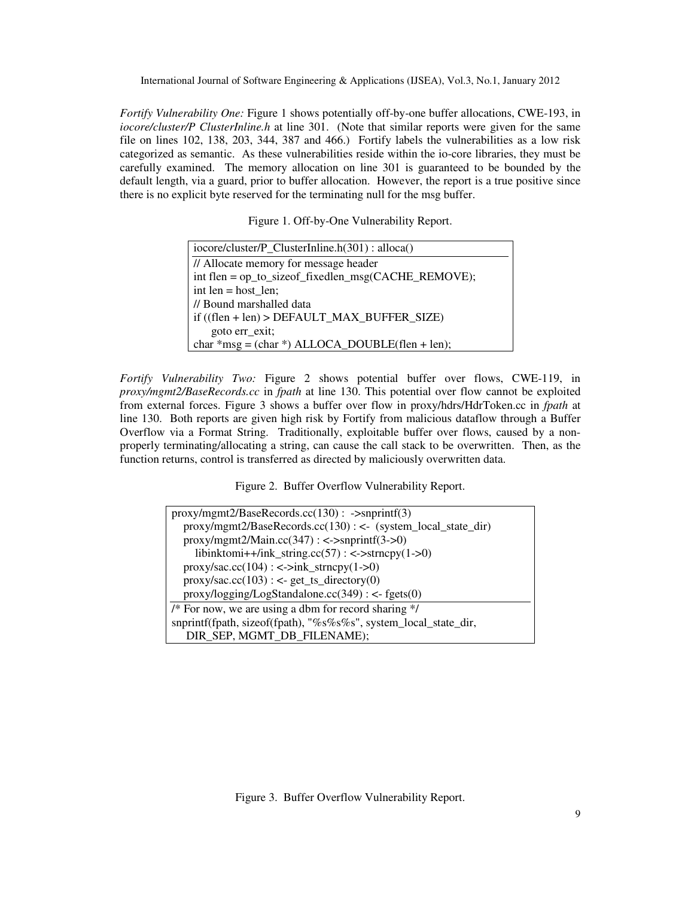*Fortify Vulnerability One:* Figure 1 shows potentially off-by-one buffer allocations, CWE-193, in *iocore/cluster/P ClusterInline.h* at line 301. (Note that similar reports were given for the same file on lines 102, 138, 203, 344, 387 and 466.) Fortify labels the vulnerabilities as a low risk categorized as semantic. As these vulnerabilities reside within the io-core libraries, they must be carefully examined. The memory allocation on line 301 is guaranteed to be bounded by the default length, via a guard, prior to buffer allocation. However, the report is a true positive since there is no explicit byte reserved for the terminating null for the msg buffer.

Figure 1. Off-by-One Vulnerability Report.

```
iocore/cluster/P_ClusterInline.h(301) : alloca()
---
// Allocate memory for message header
int flen = op_to_sizeof_fixedlen_msg(CACHE_REMOVE);
int len = host_len;
// Bound marshalled data
if ((flen + len) > DEFAULT_MAX_BUFFER_SIZE)
    goto err_exit;
char *msg = (char *) ALLOCA_DOUBLE(flen + len);
```

*Fortify Vulnerability Two:* Figure 2 shows potential buffer over flows, CWE-119, in *proxy/mgmt2/BaseRecords.cc* in *fpath* at line 130. This potential over flow cannot be exploited from external forces. Figure 3 shows a buffer over flow in proxy/hdrs/HdrToken.cc in *fpath* at line 130. Both reports are given high risk by Fortify from malicious dataflow through a Buffer Overflow via a Format String. Traditionally, exploitable buffer over flows, caused by a non-properly terminating/allocating a string, can cause the call stack to be overwritten. Then, as the function returns, control is transferred as directed by maliciously overwritten data.

Figure 2. Buffer Overflow Vulnerability Report.

```
proxy/mgmt2/BaseRecords.cc(130) :  ->snprintf(3)
   proxy/mgmt2/BaseRecords.cc(130) : <-  (system_local_state_dir)
   proxy/mgmt2/Main.cc(347) : <->snprintf(3->0)
      libinktomi++/ink_string.cc(57) : <->strncpy(1->0)
   proxy/sac.cc(104) : <->ink_strncpy(1->0)
   proxy/sac.cc(103) : <- get_ts_directory(0)
   proxy/logging/LogStandalone.cc(349) : <- fgets(0)
---
/* For now, we are using a dbm for record sharing */
snprintf(fpath, sizeof(fpath), "%s%s%s", system_local_state_dir,
    DIR_SEP, MGMT_DB_FILENAME);
```

Figure 3. Buffer Overflow Vulnerability Report.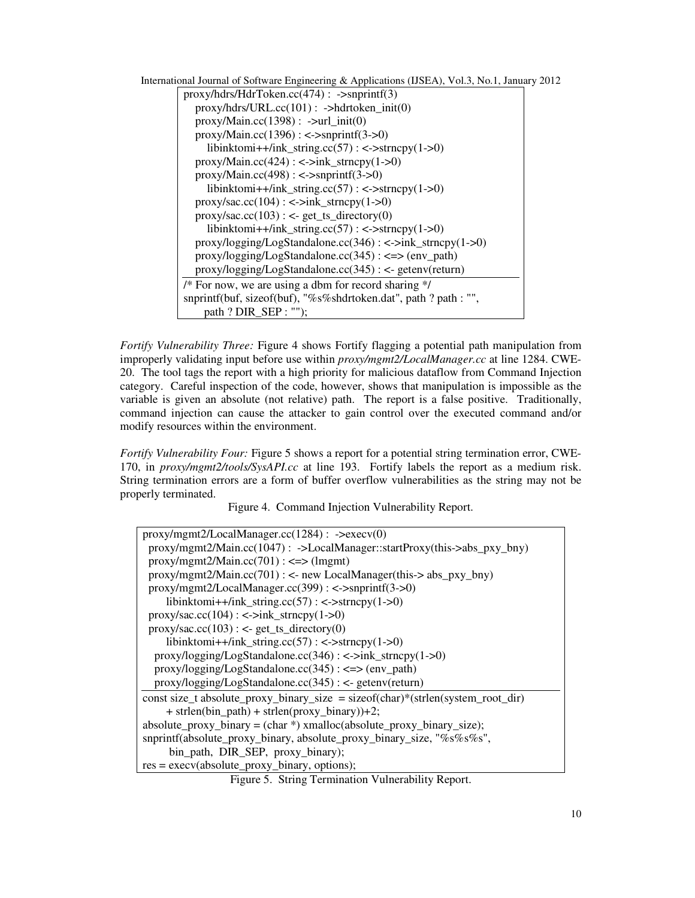```
proxy/hdrs/HdrToken.cc(474) :  ->snprintf(3)
   proxy/hdrs/URL.cc(101) :  ->hdrtoken_init(0)
   proxy/Main.cc(1398) :  ->url_init(0)
   proxy/Main.cc(1396) : <->snprintf(3->0)
      libinktomi++/ink_string.cc(57) : <->strncpy(1->0)
   proxy/Main.cc(424) : <->ink_strncpy(1->0)
   proxy/Main.cc(498) : <->snprintf(3->0)
      libinktomi++/ink_string.cc(57) : <->strncpy(1->0)
   proxy/sac.cc(104) : <->ink_strncpy(1->0)
   proxy/sac.cc(103) : <- get_ts_directory(0)
      libinktomi++/ink_string.cc(57) : <->strncpy(1->0)
   proxy/logging/LogStandalone.cc(346) : <->ink_strncpy(1->0)
   proxy/logging/LogStandalone.cc(345) : <=> (env_path)
   proxy/logging/LogStandalone.cc(345) : <- getenv(return)
---------------------------------------------------------------
/* For now, we are using a dbm for record sharing */
snprintf(buf, sizeof(buf), "%s%shdrtoken.dat", path ? path : "",
     path ? DIR_SEP : "");
```

*Fortify Vulnerability Three:* Figure 4 shows Fortify flagging a potential path manipulation from improperly validating input before use within *proxy/mgmt2/LocalManager.cc* at line 1284. CWE-20. The tool tags the report with a high priority for malicious dataflow from Command Injection category. Careful inspection of the code, however, shows that manipulation is impossible as the variable is given an absolute (not relative) path. The report is a false positive. Traditionally, command injection can cause the attacker to gain control over the executed command and/or modify resources within the environment.

*Fortify Vulnerability Four:* Figure 5 shows a report for a potential string termination error, CWE-170, in *proxy/mgmt2/tools/SysAPI.cc* at line 193. Fortify labels the report as a medium risk. String termination errors are a form of buffer overflow vulnerabilities as the string may not be properly terminated.

Figure 4. Command Injection Vulnerability Report.

```
proxy/mgmt2/LocalManager.cc(1284) :  ->execv(0)
  proxy/mgmt2/Main.cc(1047) :  ->LocalManager::startProxy(this->abs_pxy_bny)
  proxy/mgmt2/Main.cc(701) : <=> (lmgmt)
  proxy/mgmt2/Main.cc(701) : <- new LocalManager(this-> abs_pxy_bny)
  proxy/mgmt2/LocalManager.cc(399) : <->snprintf(3->0)
      libinktomi++/ink_string.cc(57) : <->strncpy(1->0)
  proxy/sac.cc(104) : <->ink_strncpy(1->0)
  proxy/sac.cc(103) : <- get_ts_directory(0)
      libinktomi++/ink_string.cc(57) : <->strncpy(1->0)
   proxy/logging/LogStandalone.cc(346) : <->ink_strncpy(1->0)
   proxy/logging/LogStandalone.cc(345) : <=> (env_path)
   proxy/logging/LogStandalone.cc(345) : <- getenv(return)
---------------------------------------------------------------
const size_t absolute_proxy_binary_size  = sizeof(char)*(strlen(system_root_dir)
      + strlen(bin_path) + strlen(proxy_binary))+2;
absolute_proxy_binary = (char *) xmalloc(absolute_proxy_binary_size);
snprintf(absolute_proxy_binary, absolute_proxy_binary_size, "%s%s%s",
       bin_path,  DIR_SEP,  proxy_binary);
res = execv(absolute_proxy_binary, options);
```

Figure 5. String Termination Vulnerability Report.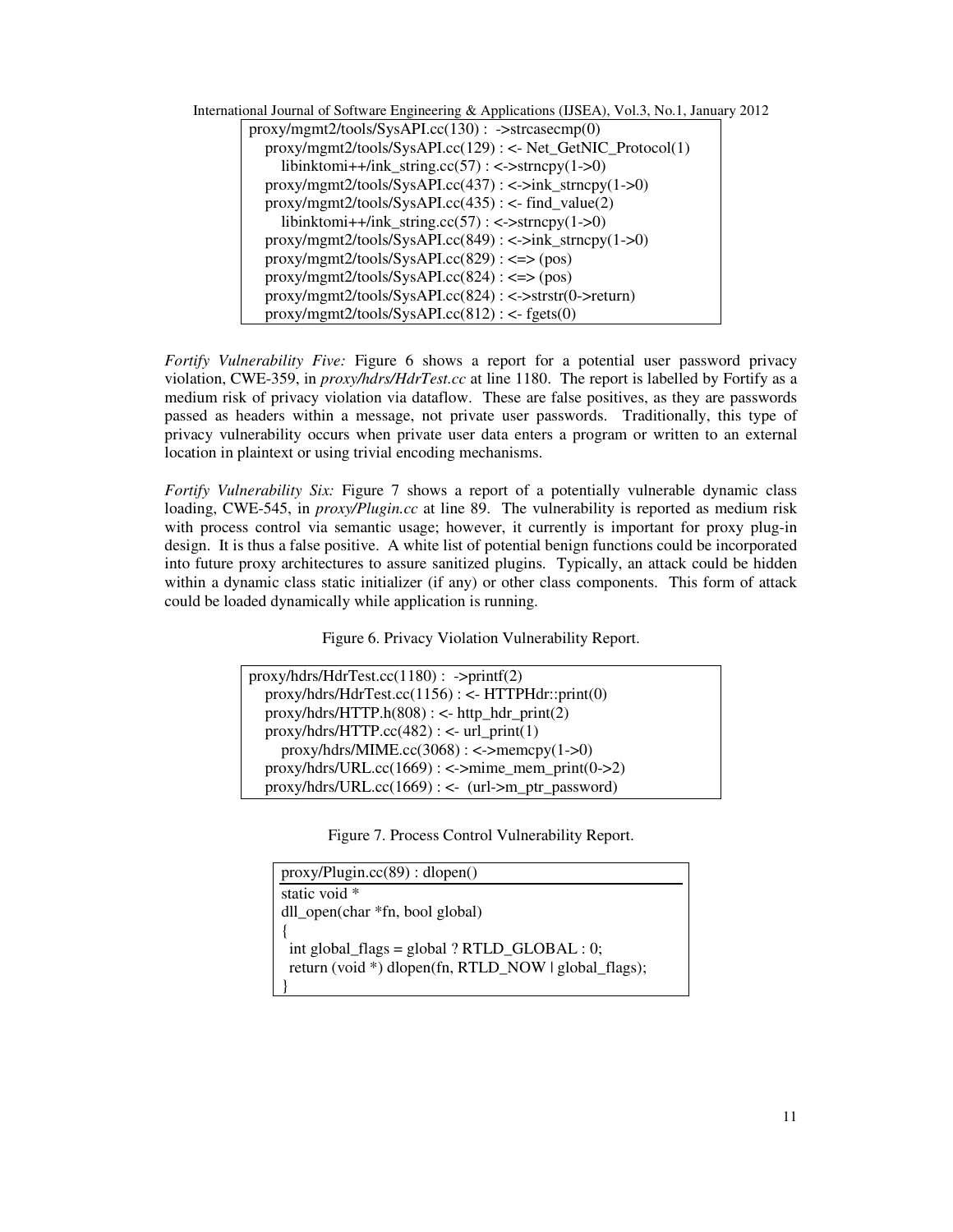```
proxy/mgmt2/tools/SysAPI.cc(130) :  ->strcasecmp(0)
   proxy/mgmt2/tools/SysAPI.cc(129) : <- Net_GetNIC_Protocol(1)
      libinktomi++/ink_string.cc(57) : <->strncpy(1->0)
   proxy/mgmt2/tools/SysAPI.cc(437) : <->ink_strncpy(1->0)
   proxy/mgmt2/tools/SysAPI.cc(435) : <- find_value(2)
      libinktomi++/ink_string.cc(57) : <->strncpy(1->0)
   proxy/mgmt2/tools/SysAPI.cc(849) : <->ink_strncpy(1->0)
   proxy/mgmt2/tools/SysAPI.cc(829) : <=> (pos)
   proxy/mgmt2/tools/SysAPI.cc(824) : <=> (pos)
   proxy/mgmt2/tools/SysAPI.cc(824) : <->strstr(0->return)
   proxy/mgmt2/tools/SysAPI.cc(812) : <- fgets(0)
```

*Fortify Vulnerability Five:* Figure 6 shows a report for a potential user password privacy violation, CWE-359, in *proxy/hdrs/HdrTest.cc* at line 1180. The report is labelled by Fortify as a medium risk of privacy violation via dataflow. These are false positives, as they are passwords passed as headers within a message, not private user passwords. Traditionally, this type of privacy vulnerability occurs when private user data enters a program or written to an external location in plaintext or using trivial encoding mechanisms.

*Fortify Vulnerability Six:* Figure 7 shows a report of a potentially vulnerable dynamic class loading, CWE-545, in *proxy/Plugin.cc* at line 89. The vulnerability is reported as medium risk with process control via semantic usage; however, it currently is important for proxy plug-in design. It is thus a false positive. A white list of potential benign functions could be incorporated into future proxy architectures to assure sanitized plugins. Typically, an attack could be hidden within a dynamic class static initializer (if any) or other class components. This form of attack could be loaded dynamically while application is running.

Figure 6. Privacy Violation Vulnerability Report.

```
proxy/hdrs/HdrTest.cc(1180) :  ->printf(2)
   proxy/hdrs/HdrTest.cc(1156) : <- HTTPHdr::print(0)
   proxy/hdrs/HTTP.h(808) : <- http_hdr_print(2)
   proxy/hdrs/HTTP.cc(482) : <- url_print(1)
      proxy/hdrs/MIME.cc(3068) : <->memcpy(1->0)
   proxy/hdrs/URL.cc(1669) : <->mime_mem_print(0->2)
   proxy/hdrs/URL.cc(1669) : <-  (url->m_ptr_password)
```

Figure 7. Process Control Vulnerability Report.

```
proxy/Plugin.cc(89) : dlopen()
static void *
dll_open(char *fn, bool global)
{
  int global_flags = global ? RTLD_GLOBAL : 0;
  return (void *) dlopen(fn, RTLD_NOW | global_flags);
}
```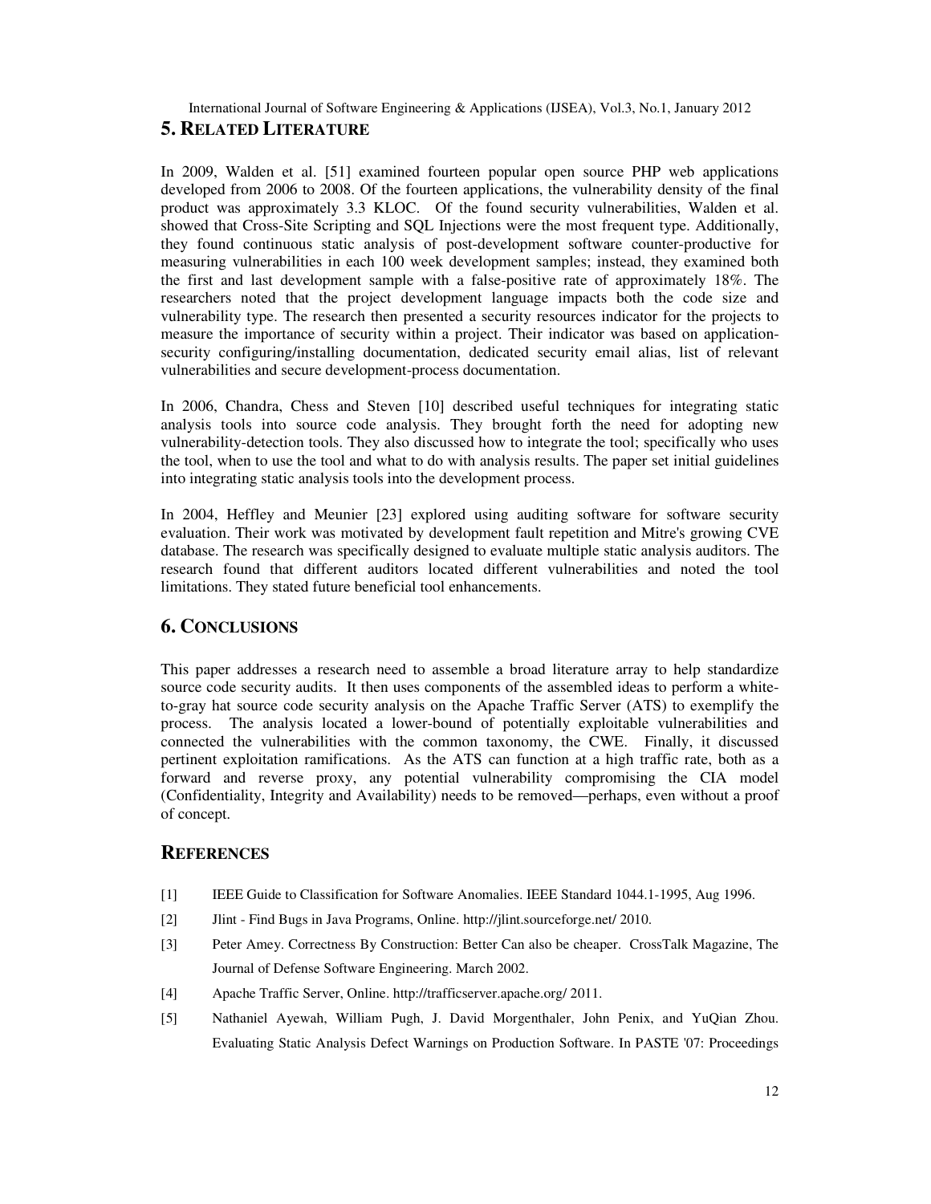## 5. RELATED LITERATURE

In 2009, Walden et al. [51] examined fourteen popular open source PHP web applications developed from 2006 to 2008. Of the fourteen applications, the vulnerability density of the final product was approximately 3.3 KLOC. Of the found security vulnerabilities, Walden et al. showed that Cross-Site Scripting and SQL Injections were the most frequent type. Additionally, they found continuous static analysis of post-development software counter-productive for measuring vulnerabilities in each 100 week development samples; instead, they examined both the first and last development sample with a false-positive rate of approximately 18%. The researchers noted that the project development language impacts both the code size and vulnerability type. The research then presented a security resources indicator for the projects to measure the importance of security within a project. Their indicator was based on application-security configuring/installing documentation, dedicated security email alias, list of relevant vulnerabilities and secure development-process documentation.

In 2006, Chandra, Chess and Steven [10] described useful techniques for integrating static analysis tools into source code analysis. They brought forth the need for adopting new vulnerability-detection tools. They also discussed how to integrate the tool; specifically who uses the tool, when to use the tool and what to do with analysis results. The paper set initial guidelines into integrating static analysis tools into the development process.

In 2004, Heffley and Meunier [23] explored using auditing software for software security evaluation. Their work was motivated by development fault repetition and Mitre's growing CVE database. The research was specifically designed to evaluate multiple static analysis auditors. The research found that different auditors located different vulnerabilities and noted the tool limitations. They stated future beneficial tool enhancements.

## 6. CONCLUSIONS

This paper addresses a research need to assemble a broad literature array to help standardize source code security audits. It then uses components of the assembled ideas to perform a white-to-gray hat source code security analysis on the Apache Traffic Server (ATS) to exemplify the process. The analysis located a lower-bound of potentially exploitable vulnerabilities and connected the vulnerabilities with the common taxonomy, the CWE. Finally, it discussed pertinent exploitation ramifications. As the ATS can function at a high traffic rate, both as a forward and reverse proxy, any potential vulnerability compromising the CIA model (Confidentiality, Integrity and Availability) needs to be removed—perhaps, even without a proof of concept.

## REFERENCES

[1] IEEE Guide to Classification for Software Anomalies. IEEE Standard 1044.1-1995, Aug 1996.

[2] Jlint - Find Bugs in Java Programs, Online. http://jlint.sourceforge.net/ 2010.

[3] Peter Amey. Correctness By Construction: Better Can also be cheaper. CrossTalk Magazine, The Journal of Defense Software Engineering. March 2002.

[4] Apache Traffic Server, Online. http://trafficserver.apache.org/ 2011.

[5] Nathaniel Ayewah, William Pugh, J. David Morgenthaler, John Penix, and YuQian Zhou. Evaluating Static Analysis Defect Warnings on Production Software. In PASTE '07: Proceedings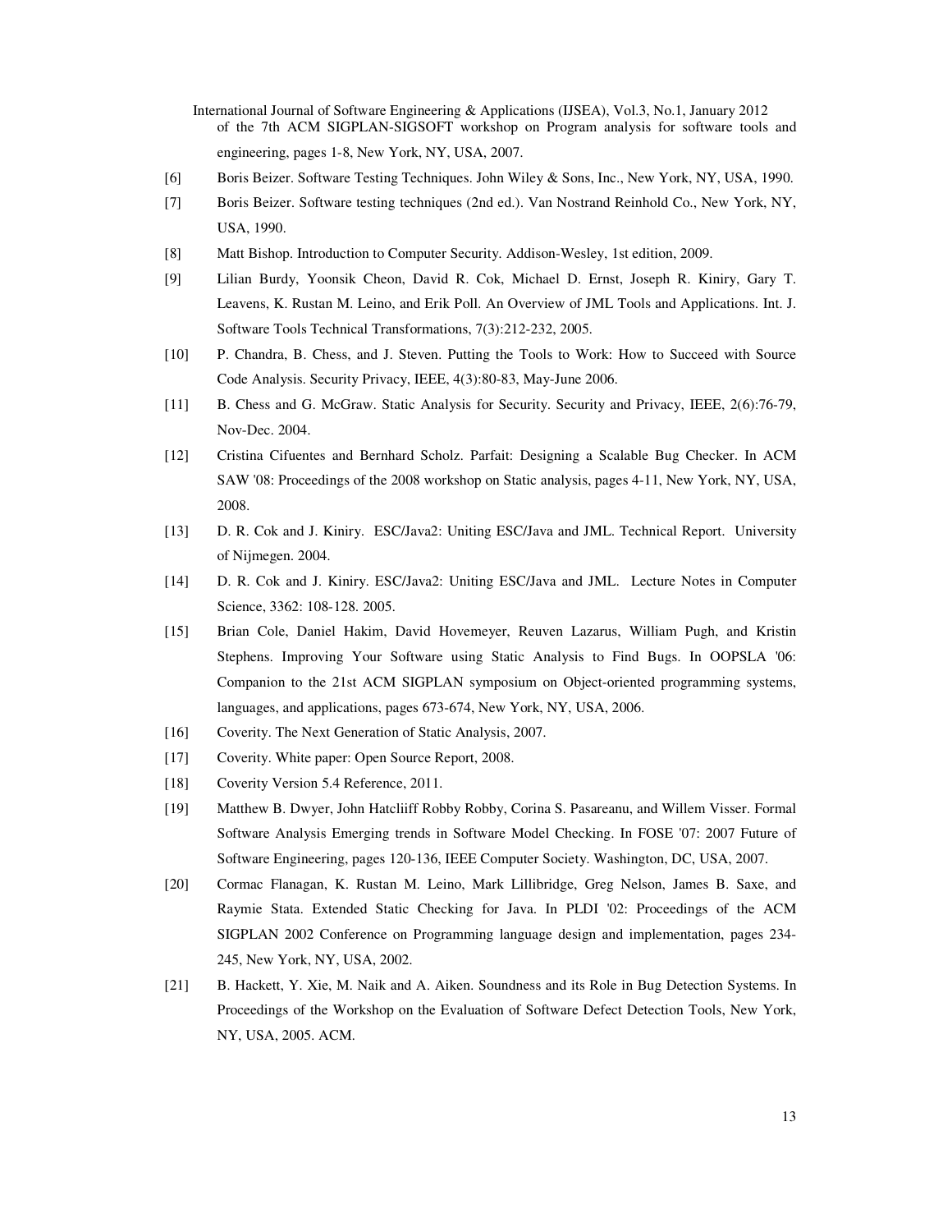of the 7th ACM SIGPLAN-SIGSOFT workshop on Program analysis for software tools and engineering, pages 1-8, New York, NY, USA, 2007.

[6] Boris Beizer. Software Testing Techniques. John Wiley & Sons, Inc., New York, NY, USA, 1990.

[7] Boris Beizer. Software testing techniques (2nd ed.). Van Nostrand Reinhold Co., New York, NY, USA, 1990.

[8] Matt Bishop. Introduction to Computer Security. Addison-Wesley, 1st edition, 2009.

[9] Lilian Burdy, Yoonsik Cheon, David R. Cok, Michael D. Ernst, Joseph R. Kiniry, Gary T. Leavens, K. Rustan M. Leino, and Erik Poll. An Overview of JML Tools and Applications. Int. J. Software Tools Technical Transformations, 7(3):212-232, 2005.

[10] P. Chandra, B. Chess, and J. Steven. Putting the Tools to Work: How to Succeed with Source Code Analysis. Security Privacy, IEEE, 4(3):80-83, May-June 2006.

[11] B. Chess and G. McGraw. Static Analysis for Security. Security and Privacy, IEEE, 2(6):76-79, Nov-Dec. 2004.

[12] Cristina Cifuentes and Bernhard Scholz. Parfait: Designing a Scalable Bug Checker. In ACM SAW '08: Proceedings of the 2008 workshop on Static analysis, pages 4-11, New York, NY, USA, 2008.

[13] D. R. Cok and J. Kiniry. ESC/Java2: Uniting ESC/Java and JML. Technical Report. University of Nijmegen. 2004.

[14] D. R. Cok and J. Kiniry. ESC/Java2: Uniting ESC/Java and JML. Lecture Notes in Computer Science, 3362: 108-128. 2005.

[15] Brian Cole, Daniel Hakim, David Hovemeyer, Reuven Lazarus, William Pugh, and Kristin Stephens. Improving Your Software using Static Analysis to Find Bugs. In OOPSLA '06: Companion to the 21st ACM SIGPLAN symposium on Object-oriented programming systems, languages, and applications, pages 673-674, New York, NY, USA, 2006.

[16] Coverity. The Next Generation of Static Analysis, 2007.

[17] Coverity. White paper: Open Source Report, 2008.

[18] Coverity Version 5.4 Reference, 2011.

[19] Matthew B. Dwyer, John Hatcliiff Robby Robby, Corina S. Pasareanu, and Willem Visser. Formal Software Analysis Emerging trends in Software Model Checking. In FOSE '07: 2007 Future of Software Engineering, pages 120-136, IEEE Computer Society. Washington, DC, USA, 2007.

[20] Cormac Flanagan, K. Rustan M. Leino, Mark Lillibridge, Greg Nelson, James B. Saxe, and Raymie Stata. Extended Static Checking for Java. In PLDI '02: Proceedings of the ACM SIGPLAN 2002 Conference on Programming language design and implementation, pages 234-245, New York, NY, USA, 2002.

[21] B. Hackett, Y. Xie, M. Naik and A. Aiken. Soundness and its Role in Bug Detection Systems. In Proceedings of the Workshop on the Evaluation of Software Defect Detection Tools, New York, NY, USA, 2005. ACM.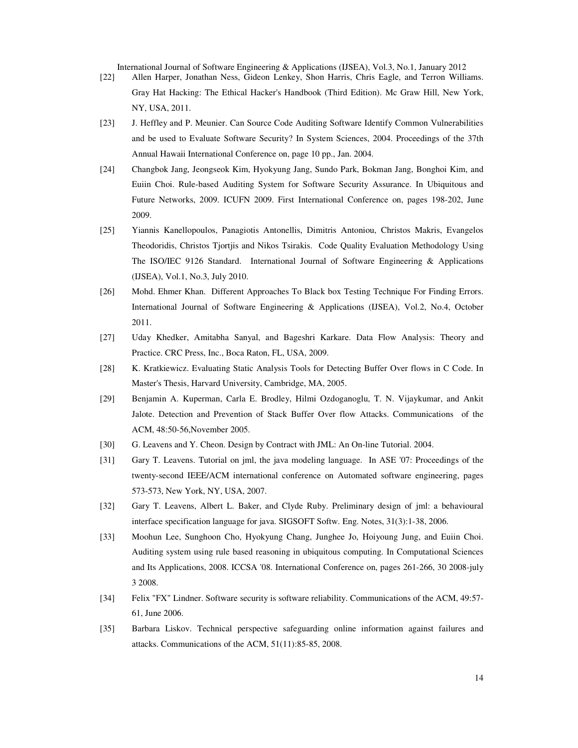[22] Allen Harper, Jonathan Ness, Gideon Lenkey, Shon Harris, Chris Eagle, and Terron Williams. Gray Hat Hacking: The Ethical Hacker's Handbook (Third Edition). Mc Graw Hill, New York, NY, USA, 2011.

[23] J. Heffley and P. Meunier. Can Source Code Auditing Software Identify Common Vulnerabilities and be used to Evaluate Software Security? In System Sciences, 2004. Proceedings of the 37th Annual Hawaii International Conference on, page 10 pp., Jan. 2004.

[24] Changbok Jang, Jeongseok Kim, Hyokyung Jang, Sundo Park, Bokman Jang, Bonghoi Kim, and Euiin Choi. Rule-based Auditing System for Software Security Assurance. In Ubiquitous and Future Networks, 2009. ICUFN 2009. First International Conference on, pages 198-202, June 2009.

[25] Yiannis Kanellopoulos, Panagiotis Antonellis, Dimitris Antoniou, Christos Makris, Evangelos Theodoridis, Christos Tjortjis and Nikos Tsirakis. Code Quality Evaluation Methodology Using The ISO/IEC 9126 Standard. International Journal of Software Engineering & Applications (IJSEA), Vol.1, No.3, July 2010.

[26] Mohd. Ehmer Khan. Different Approaches To Black box Testing Technique For Finding Errors. International Journal of Software Engineering & Applications (IJSEA), Vol.2, No.4, October 2011.

[27] Uday Khedker, Amitabha Sanyal, and Bageshri Karkare. Data Flow Analysis: Theory and Practice. CRC Press, Inc., Boca Raton, FL, USA, 2009.

[28] K. Kratkiewicz. Evaluating Static Analysis Tools for Detecting Buffer Over flows in C Code. In Master's Thesis, Harvard University, Cambridge, MA, 2005.

[29] Benjamin A. Kuperman, Carla E. Brodley, Hilmi Ozdoganoglu, T. N. Vijaykumar, and Ankit Jalote. Detection and Prevention of Stack Buffer Over flow Attacks. Communications of the ACM, 48:50-56,November 2005.

[30] G. Leavens and Y. Cheon. Design by Contract with JML: An On-line Tutorial. 2004.

[31] Gary T. Leavens. Tutorial on jml, the java modeling language. In ASE '07: Proceedings of the twenty-second IEEE/ACM international conference on Automated software engineering, pages 573-573, New York, NY, USA, 2007.

[32] Gary T. Leavens, Albert L. Baker, and Clyde Ruby. Preliminary design of jml: a behavioural interface specification language for java. SIGSOFT Softw. Eng. Notes, 31(3):1-38, 2006.

[33] Moohun Lee, Sunghoon Cho, Hyokyung Chang, Junghee Jo, Hoiyoung Jung, and Euiin Choi. Auditing system using rule based reasoning in ubiquitous computing. In Computational Sciences and Its Applications, 2008. ICCSA '08. International Conference on, pages 261-266, 30 2008-july 3 2008.

[34] Felix "FX" Lindner. Software security is software reliability. Communications of the ACM, 49:57-61, June 2006.

[35] Barbara Liskov. Technical perspective safeguarding online information against failures and attacks. Communications of the ACM, 51(11):85-85, 2008.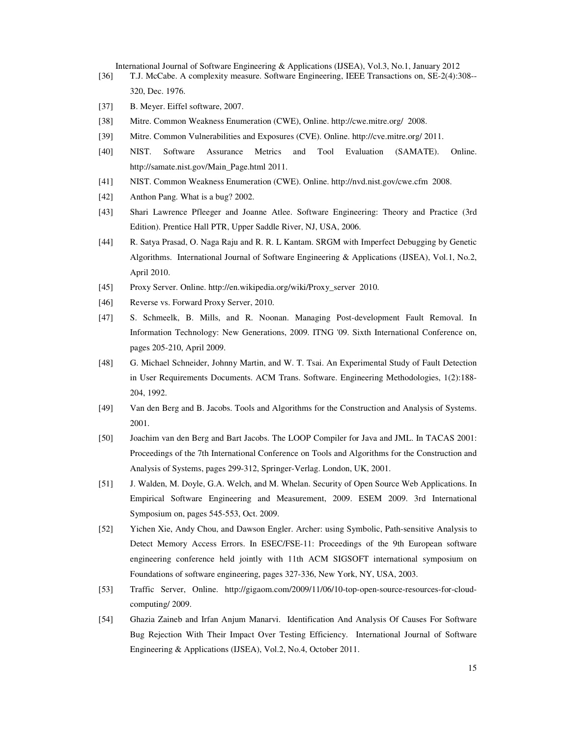[36] T.J. McCabe. A complexity measure. Software Engineering, IEEE Transactions on, SE-2(4):308--320, Dec. 1976.

[37] B. Meyer. Eiffel software, 2007.

[38] Mitre. Common Weakness Enumeration (CWE), Online. http://cwe.mitre.org/ 2008.

[39] Mitre. Common Vulnerabilities and Exposures (CVE). Online. http://cve.mitre.org/ 2011.

[40] NIST. Software Assurance Metrics and Tool Evaluation (SAMATE). Online. http://samate.nist.gov/Main_Page.html 2011.

[41] NIST. Common Weakness Enumeration (CWE). Online. http://nvd.nist.gov/cwe.cfm 2008.

[42] Anthon Pang. What is a bug? 2002.

[43] Shari Lawrence Pfleeger and Joanne Atlee. Software Engineering: Theory and Practice (3rd Edition). Prentice Hall PTR, Upper Saddle River, NJ, USA, 2006.

[44] R. Satya Prasad, O. Naga Raju and R. R. L Kantam. SRGM with Imperfect Debugging by Genetic Algorithms. International Journal of Software Engineering & Applications (IJSEA), Vol.1, No.2, April 2010.

[45] Proxy Server. Online. http://en.wikipedia.org/wiki/Proxy_server 2010.

[46] Reverse vs. Forward Proxy Server, 2010.

[47] S. Schmeelk, B. Mills, and R. Noonan. Managing Post-development Fault Removal. In Information Technology: New Generations, 2009. ITNG '09. Sixth International Conference on, pages 205-210, April 2009.

[48] G. Michael Schneider, Johnny Martin, and W. T. Tsai. An Experimental Study of Fault Detection in User Requirements Documents. ACM Trans. Software. Engineering Methodologies, 1(2):188-204, 1992.

[49] Van den Berg and B. Jacobs. Tools and Algorithms for the Construction and Analysis of Systems. 2001.

[50] Joachim van den Berg and Bart Jacobs. The LOOP Compiler for Java and JML. In TACAS 2001: Proceedings of the 7th International Conference on Tools and Algorithms for the Construction and Analysis of Systems, pages 299-312, Springer-Verlag. London, UK, 2001.

[51] J. Walden, M. Doyle, G.A. Welch, and M. Whelan. Security of Open Source Web Applications. In Empirical Software Engineering and Measurement, 2009. ESEM 2009. 3rd International Symposium on, pages 545-553, Oct. 2009.

[52] Yichen Xie, Andy Chou, and Dawson Engler. Archer: using Symbolic, Path-sensitive Analysis to Detect Memory Access Errors. In ESEC/FSE-11: Proceedings of the 9th European software engineering conference held jointly with 11th ACM SIGSOFT international symposium on Foundations of software engineering, pages 327-336, New York, NY, USA, 2003.

[53] Traffic Server, Online. http://gigaom.com/2009/11/06/10-top-open-source-resources-for-cloud-computing/ 2009.

[54] Ghazia Zaineb and Irfan Anjum Manarvi. Identification And Analysis Of Causes For Software Bug Rejection With Their Impact Over Testing Efficiency. International Journal of Software Engineering & Applications (IJSEA), Vol.2, No.4, October 2011.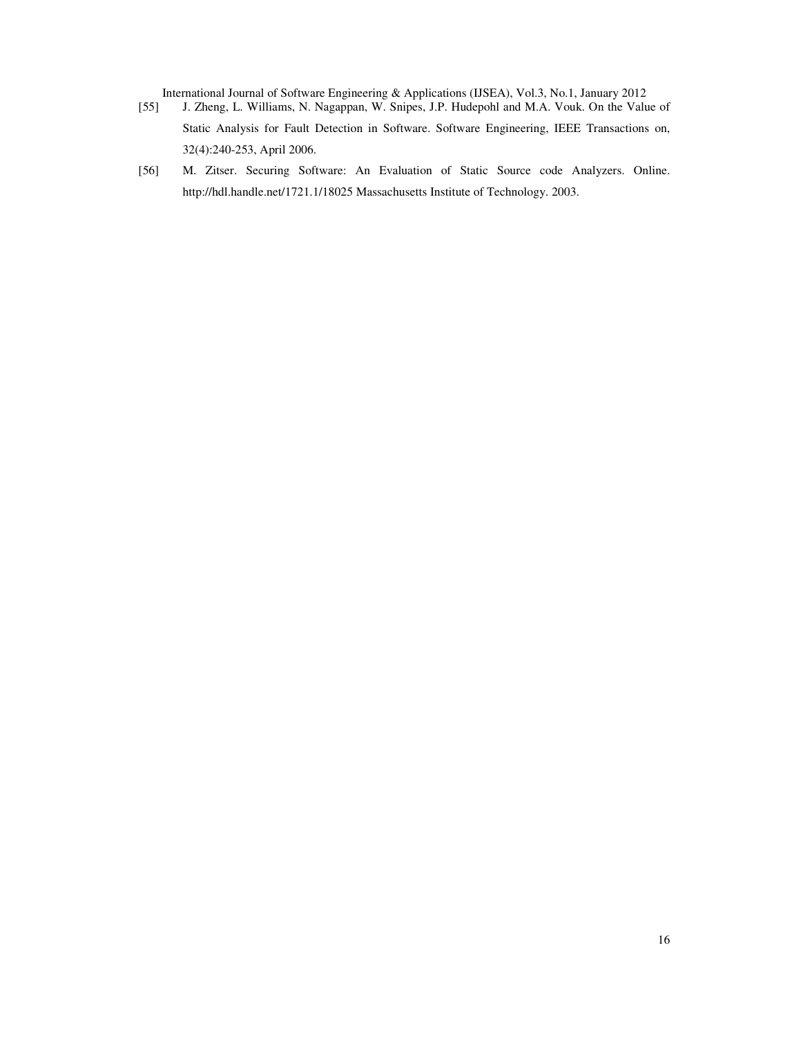[55] J. Zheng, L. Williams, N. Nagappan, W. Snipes, J.P. Hudepohl and M.A. Vouk. On the Value of Static Analysis for Fault Detection in Software. Software Engineering, IEEE Transactions on, 32(4):240-253, April 2006.

[56] M. Zitser. Securing Software: An Evaluation of Static Source code Analyzers. Online. http://hdl.handle.net/1721.1/18025 Massachusetts Institute of Technology. 2003.